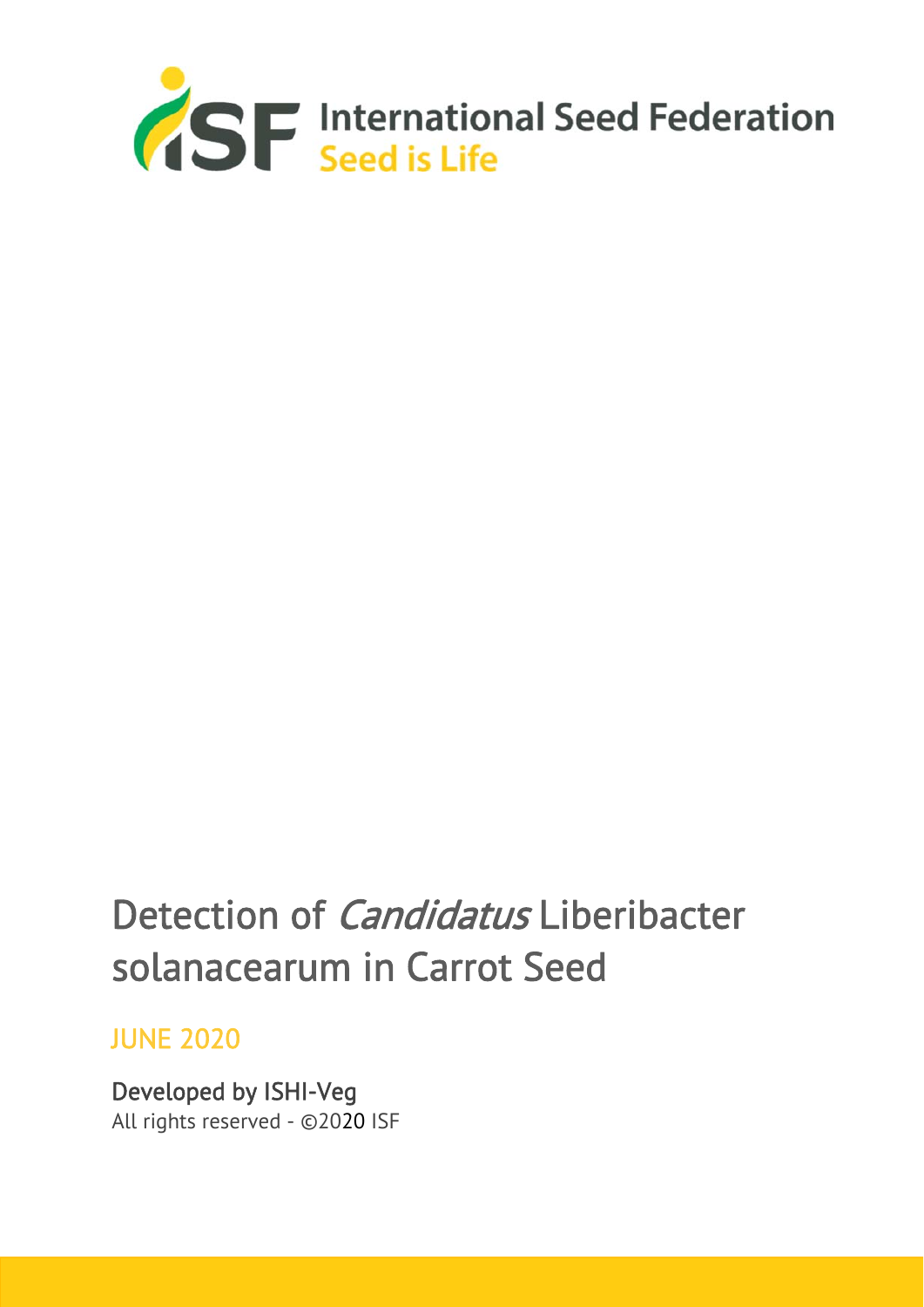International Seed Federation
Seed is Life

# Detection of *Candidatus* Liberibacter solanacearum in Carrot Seed

JUNE 2020

Developed by ISHI-Veg
All rights reserved - ©2020 ISF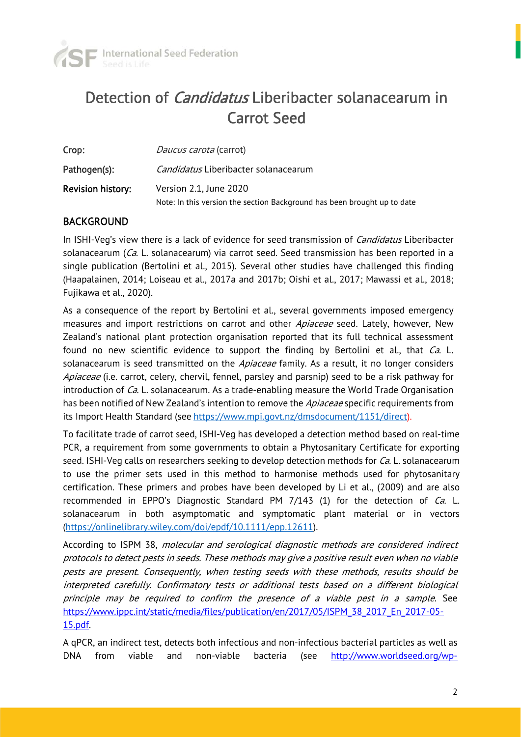# Detection of *Candidatus* Liberibacter solanacearum in Carrot Seed

| | |
|---|---|
| Crop: | *Daucus carota* (carrot) |
| Pathogen(s): | *Candidatus* Liberibacter solanacearum |
| Revision history: | Version 2.1, June 2020<br>Note: In this version the section Background has been brought up to date |

## BACKGROUND

In ISHI-Veg's view there is a lack of evidence for seed transmission of *Candidatus* Liberibacter solanacearum (*Ca.* L. solanacearum) via carrot seed. Seed transmission has been reported in a single publication (Bertolini et al., 2015). Several other studies have challenged this finding (Haapalainen, 2014; Loiseau et al., 2017a and 2017b; Oishi et al., 2017; Mawassi et al., 2018; Fujikawa et al., 2020).

As a consequence of the report by Bertolini et al., several governments imposed emergency measures and import restrictions on carrot and other *Apiaceae* seed. Lately, however, New Zealand's national plant protection organisation reported that its full technical assessment found no new scientific evidence to support the finding by Bertolini et al., that *Ca.* L. solanacearum is seed transmitted on the *Apiaceae* family. As a result, it no longer considers *Apiaceae* (i.e. carrot, celery, chervil, fennel, parsley and parsnip) seed to be a risk pathway for introduction of *Ca.* L. solanacearum. As a trade-enabling measure the World Trade Organisation has been notified of New Zealand's intention to remove the *Apiaceae* specific requirements from its Import Health Standard (see https://www.mpi.govt.nz/dmsdocument/1151/direct).

To facilitate trade of carrot seed, ISHI-Veg has developed a detection method based on real-time PCR, a requirement from some governments to obtain a Phytosanitary Certificate for exporting seed. ISHI-Veg calls on researchers seeking to develop detection methods for *Ca.* L. solanacearum to use the primer sets used in this method to harmonise methods used for phytosanitary certification. These primers and probes have been developed by Li et al., (2009) and are also recommended in EPPO's Diagnostic Standard PM 7/143 (1) for the detection of *Ca.* L. solanacearum in both asymptomatic and symptomatic plant material or in vectors (https://onlinelibrary.wiley.com/doi/epdf/10.1111/epp.12611).

According to ISPM 38, *molecular and serological diagnostic methods are considered indirect protocols to detect pests in seeds. These methods may give a positive result even when no viable pests are present. Consequently, when testing seeds with these methods, results should be interpreted carefully. Confirmatory tests or additional tests based on a different biological principle may be required to confirm the presence of a viable pest in a sample.* See https://www.ippc.int/static/media/files/publication/en/2017/05/ISPM_38_2017_En_2017-05-15.pdf.

A qPCR, an indirect test, detects both infectious and non-infectious bacterial particles as well as DNA from viable and non-viable bacteria (see http://www.worldseed.org/wp-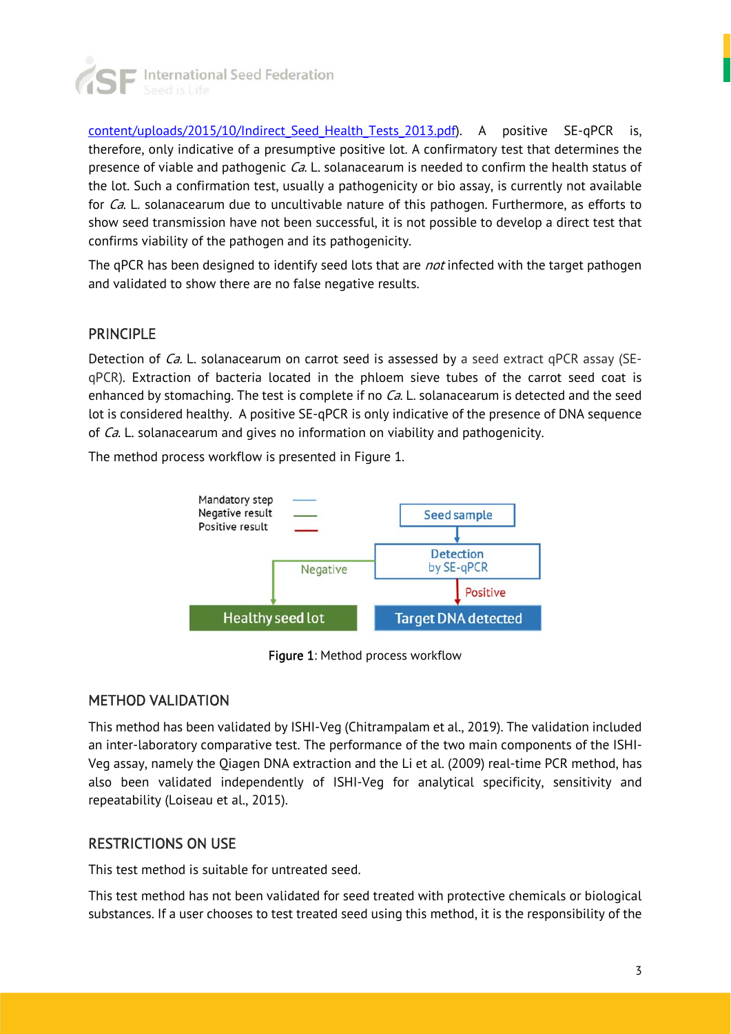content/uploads/2015/10/Indirect_Seed_Health_Tests_2013.pdf). A positive SE-qPCR is, therefore, only indicative of a presumptive positive lot. A confirmatory test that determines the presence of viable and pathogenic *Ca.* L. solanacearum is needed to confirm the health status of the lot. Such a confirmation test, usually a pathogenicity or bio assay, is currently not available for *Ca.* L. solanacearum due to uncultivable nature of this pathogen. Furthermore, as efforts to show seed transmission have not been successful, it is not possible to develop a direct test that confirms viability of the pathogen and its pathogenicity.

The qPCR has been designed to identify seed lots that are *not* infected with the target pathogen and validated to show there are no false negative results.

## PRINCIPLE

Detection of *Ca.* L. solanacearum on carrot seed is assessed by a seed extract qPCR assay (SE-qPCR). Extraction of bacteria located in the phloem sieve tubes of the carrot seed coat is enhanced by stomaching. The test is complete if no *Ca.* L. solanacearum is detected and the seed lot is considered healthy. A positive SE-qPCR is only indicative of the presence of DNA sequence of *Ca.* L. solanacearum and gives no information on viability and pathogenicity.

The method process workflow is presented in Figure 1.

Mandatory step
Negative result
Positive result

Seed sample → Detection by SE-qPCR
Negative → Healthy seed lot
Positive → Target DNA detected

**Figure 1**: Method process workflow

## METHOD VALIDATION

This method has been validated by ISHI-Veg (Chitrampalam et al., 2019). The validation included an inter-laboratory comparative test. The performance of the two main components of the ISHI-Veg assay, namely the Qiagen DNA extraction and the Li et al. (2009) real-time PCR method, has also been validated independently of ISHI-Veg for analytical specificity, sensitivity and repeatability (Loiseau et al., 2015).

## RESTRICTIONS ON USE

This test method is suitable for untreated seed.

This test method has not been validated for seed treated with protective chemicals or biological substances. If a user chooses to test treated seed using this method, it is the responsibility of the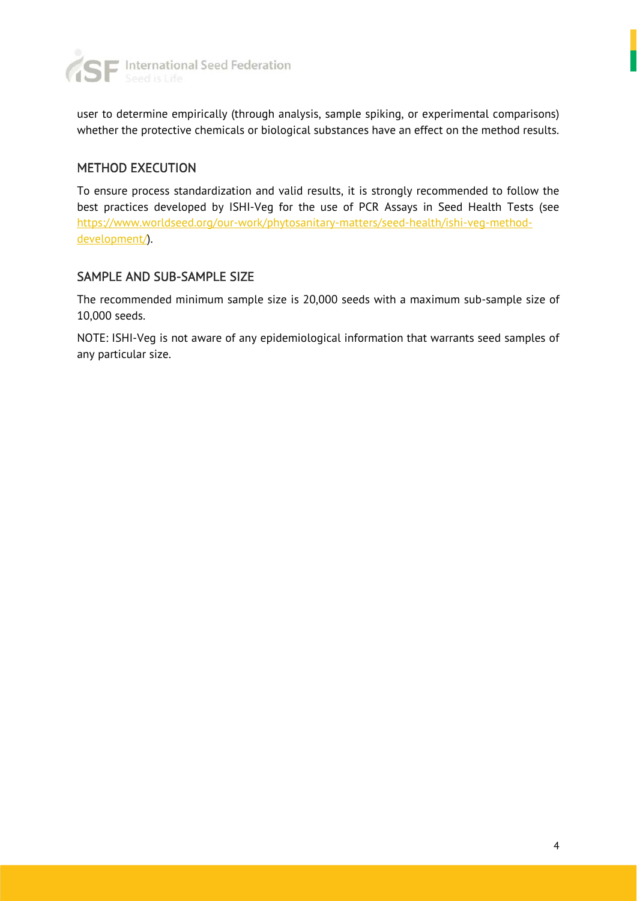user to determine empirically (through analysis, sample spiking, or experimental comparisons) whether the protective chemicals or biological substances have an effect on the method results.

## METHOD EXECUTION

To ensure process standardization and valid results, it is strongly recommended to follow the best practices developed by ISHI-Veg for the use of PCR Assays in Seed Health Tests (see [https://www.worldseed.org/our-work/phytosanitary-matters/seed-health/ishi-veg-method-development/](https://www.worldseed.org/our-work/phytosanitary-matters/seed-health/ishi-veg-method-development/)).

## SAMPLE AND SUB-SAMPLE SIZE

The recommended minimum sample size is 20,000 seeds with a maximum sub-sample size of 10,000 seeds.

NOTE: ISHI-Veg is not aware of any epidemiological information that warrants seed samples of any particular size.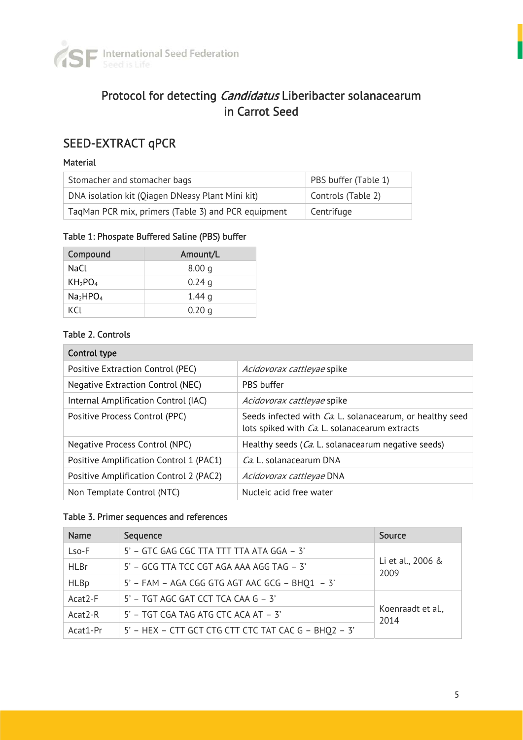# Protocol for detecting *Candidatus* Liberibacter solanacearum in Carrot Seed

## SEED-EXTRACT qPCR

### Material

| | |
|---|---|
| Stomacher and stomacher bags | PBS buffer (Table 1) |
| DNA isolation kit (Qiagen DNeasy Plant Mini kit) | Controls (Table 2) |
| TaqMan PCR mix, primers (Table 3) and PCR equipment | Centrifuge |

Table 1: Phospate Buffered Saline (PBS) buffer

| Compound | Amount/L |
|---|---|
| NaCl | 8.00 g |
| $KH_2PO_4$ | 0.24 g |
| $Na_2HPO_4$ | 1.44 g |
| KCl | 0.20 g |

Table 2. Controls

| Control type | |
|---|---|
| Positive Extraction Control (PEC) | *Acidovorax cattleyae* spike |
| Negative Extraction Control (NEC) | PBS buffer |
| Internal Amplification Control (IAC) | *Acidovorax cattleyae* spike |
| Positive Process Control (PPC) | Seeds infected with *Ca.* L. solanacearum, or healthy seed lots spiked with *Ca.* L. solanacearum extracts |
| Negative Process Control (NPC) | Healthy seeds (*Ca.* L. solanacearum negative seeds) |
| Positive Amplification Control 1 (PAC1) | *Ca.* L. solanacearum DNA |
| Positive Amplification Control 2 (PAC2) | *Acidovorax cattleyae* DNA |
| Non Template Control (NTC) | Nucleic acid free water |

Table 3. Primer sequences and references

| Name | Sequence | Source |
|---|---|---|
| Lso-F | 5' – GTC GAG CGC TTA TTT TTA ATA GGA – 3' | Li et al., 2006 & 2009 |
| HLBr | 5' – GCG TTA TCC CGT AGA AAA AGG TAG – 3' | |
| HLBp | 5' – FAM – AGA CGG GTG AGT AAC GCG – BHQ1 – 3' | |
| Acat2-F | 5' – TGT AGC GAT CCT TCA CAA G – 3' | Koenraadt et al., 2014 |
| Acat2-R | 5' – TGT CGA TAG ATG CTC ACA AT – 3' | |
| Acat1-Pr | 5' – HEX – CTT GCT CTG CTT CTC TAT CAC G – BHQ2 – 3' | |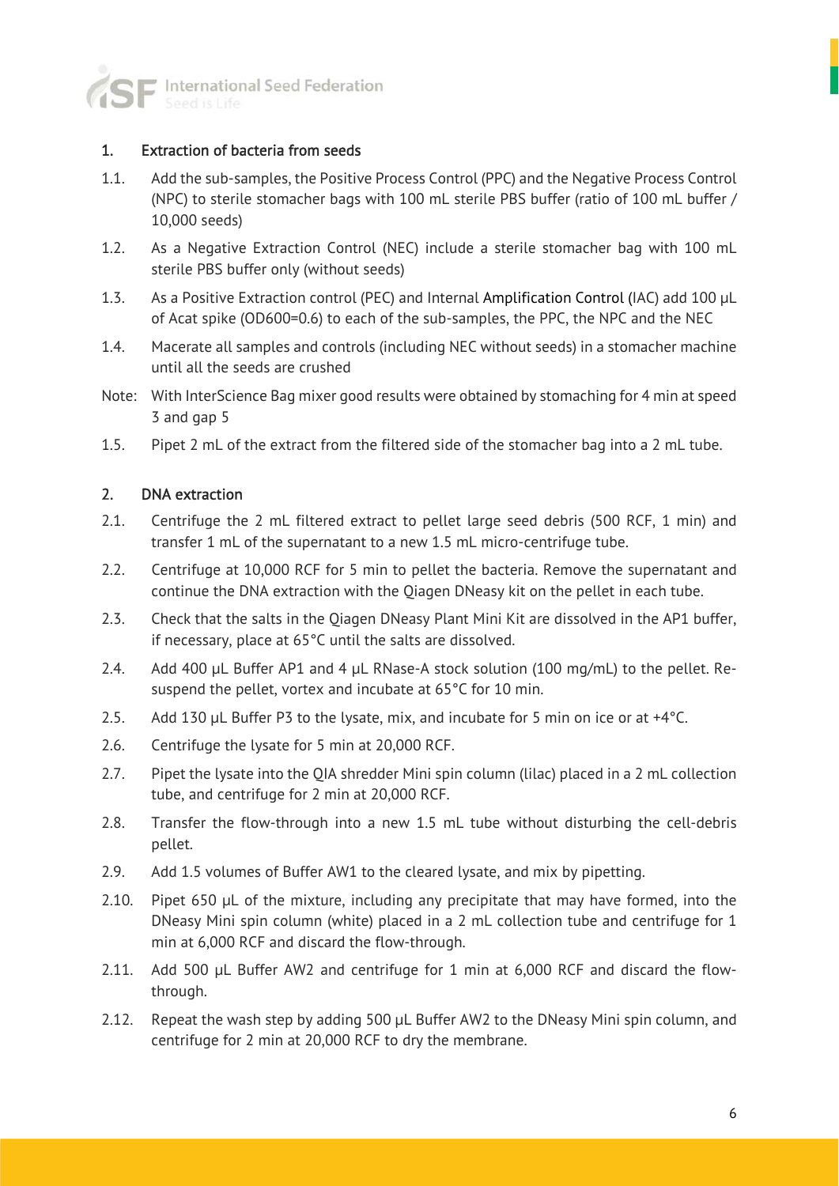## 1. Extraction of bacteria from seeds

1.1. Add the sub-samples, the Positive Process Control (PPC) and the Negative Process Control (NPC) to sterile stomacher bags with 100 mL sterile PBS buffer (ratio of 100 mL buffer / 10,000 seeds)

1.2. As a Negative Extraction Control (NEC) include a sterile stomacher bag with 100 mL sterile PBS buffer only (without seeds)

1.3. As a Positive Extraction control (PEC) and Internal Amplification Control (IAC) add 100 µL of Acat spike (OD600=0.6) to each of the sub-samples, the PPC, the NPC and the NEC

1.4. Macerate all samples and controls (including NEC without seeds) in a stomacher machine until all the seeds are crushed

Note: With InterScience Bag mixer good results were obtained by stomaching for 4 min at speed 3 and gap 5

1.5. Pipet 2 mL of the extract from the filtered side of the stomacher bag into a 2 mL tube.

## 2. DNA extraction

2.1. Centrifuge the 2 mL filtered extract to pellet large seed debris (500 RCF, 1 min) and transfer 1 mL of the supernatant to a new 1.5 mL micro-centrifuge tube.

2.2. Centrifuge at 10,000 RCF for 5 min to pellet the bacteria. Remove the supernatant and continue the DNA extraction with the Qiagen DNeasy kit on the pellet in each tube.

2.3. Check that the salts in the Qiagen DNeasy Plant Mini Kit are dissolved in the AP1 buffer, if necessary, place at 65°C until the salts are dissolved.

2.4. Add 400 µL Buffer AP1 and 4 µL RNase-A stock solution (100 mg/mL) to the pellet. Re-suspend the pellet, vortex and incubate at 65°C for 10 min.

2.5. Add 130 µL Buffer P3 to the lysate, mix, and incubate for 5 min on ice or at +4°C.

2.6. Centrifuge the lysate for 5 min at 20,000 RCF.

2.7. Pipet the lysate into the QIA shredder Mini spin column (lilac) placed in a 2 mL collection tube, and centrifuge for 2 min at 20,000 RCF.

2.8. Transfer the flow-through into a new 1.5 mL tube without disturbing the cell-debris pellet.

2.9. Add 1.5 volumes of Buffer AW1 to the cleared lysate, and mix by pipetting.

2.10. Pipet 650 µL of the mixture, including any precipitate that may have formed, into the DNeasy Mini spin column (white) placed in a 2 mL collection tube and centrifuge for 1 min at 6,000 RCF and discard the flow-through.

2.11. Add 500 µL Buffer AW2 and centrifuge for 1 min at 6,000 RCF and discard the flow-through.

2.12. Repeat the wash step by adding 500 µL Buffer AW2 to the DNeasy Mini spin column, and centrifuge for 2 min at 20,000 RCF to dry the membrane.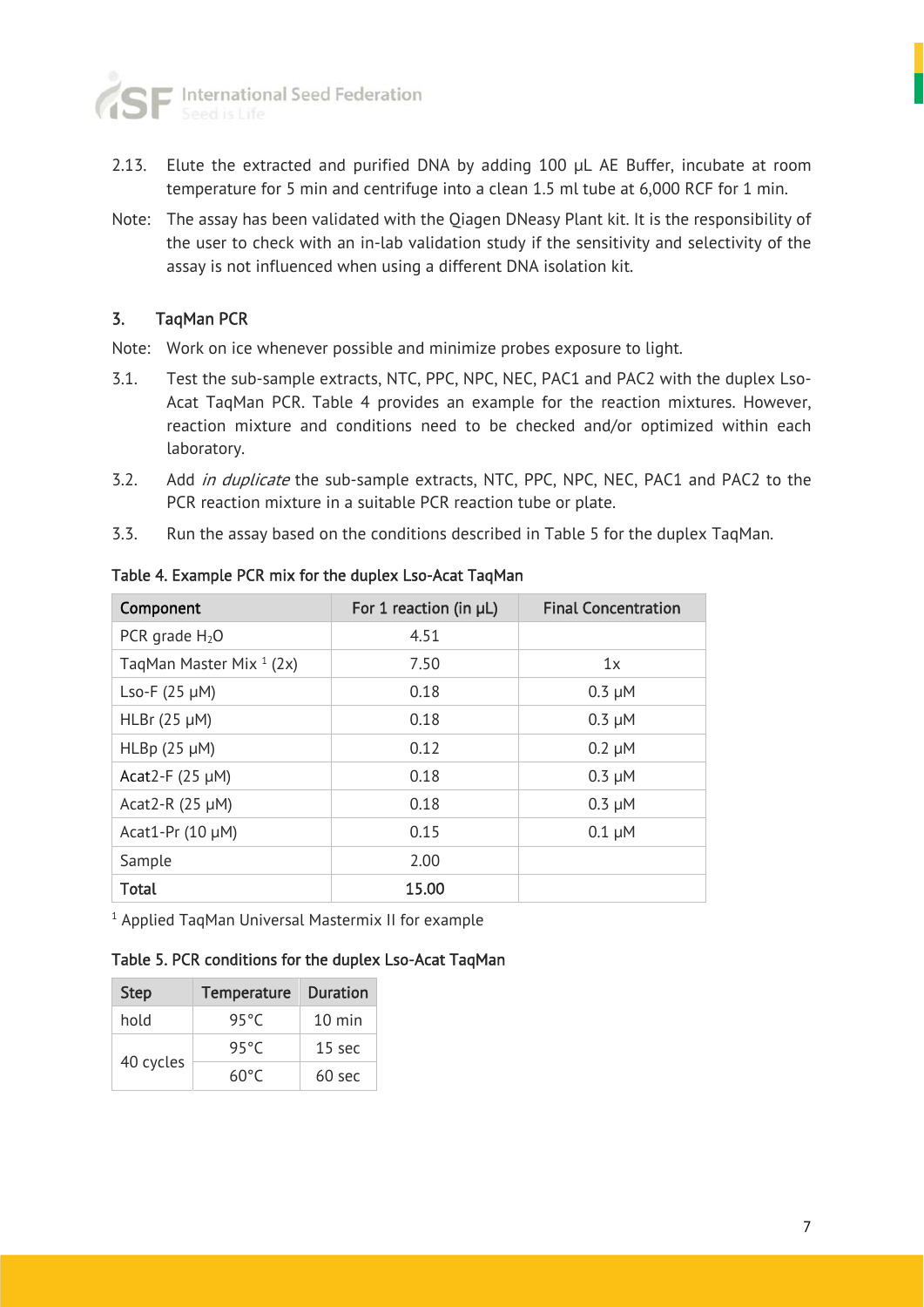2.13. Elute the extracted and purified DNA by adding 100 µL AE Buffer, incubate at room temperature for 5 min and centrifuge into a clean 1.5 ml tube at 6,000 RCF for 1 min.

Note: The assay has been validated with the Qiagen DNeasy Plant kit. It is the responsibility of the user to check with an in-lab validation study if the sensitivity and selectivity of the assay is not influenced when using a different DNA isolation kit.

### 3. TaqMan PCR

Note: Work on ice whenever possible and minimize probes exposure to light.

3.1. Test the sub-sample extracts, NTC, PPC, NPC, NEC, PAC1 and PAC2 with the duplex Lso-Acat TaqMan PCR. Table 4 provides an example for the reaction mixtures. However, reaction mixture and conditions need to be checked and/or optimized within each laboratory.

3.2. Add *in duplicate* the sub-sample extracts, NTC, PPC, NPC, NEC, PAC1 and PAC2 to the PCR reaction mixture in a suitable PCR reaction tube or plate.

3.3. Run the assay based on the conditions described in Table 5 for the duplex TaqMan.

Table 4. Example PCR mix for the duplex Lso-Acat TaqMan

| Component | For 1 reaction (in µL) | Final Concentration |
|---|---|---|
| PCR grade $H_2O$ | 4.51 | |
| TaqMan Master Mix [1] (2x) | 7.50 | 1x |
| Lso-F (25 µM) | 0.18 | 0.3 µM |
| HLBr (25 µM) | 0.18 | 0.3 µM |
| HLBp (25 µM) | 0.12 | 0.2 µM |
| Acat2-F (25 µM) | 0.18 | 0.3 µM |
| Acat2-R (25 µM) | 0.18 | 0.3 µM |
| Acat1-Pr (10 µM) | 0.15 | 0.1 µM |
| Sample | 2.00 | |
| **Total** | **15.00** | |

[1] Applied TaqMan Universal Mastermix II for example

Table 5. PCR conditions for the duplex Lso-Acat TaqMan

| Step | Temperature | Duration |
|---|---|---|
| hold | 95°C | 10 min |
| 40 cycles | 95°C | 15 sec |
| | 60°C | 60 sec |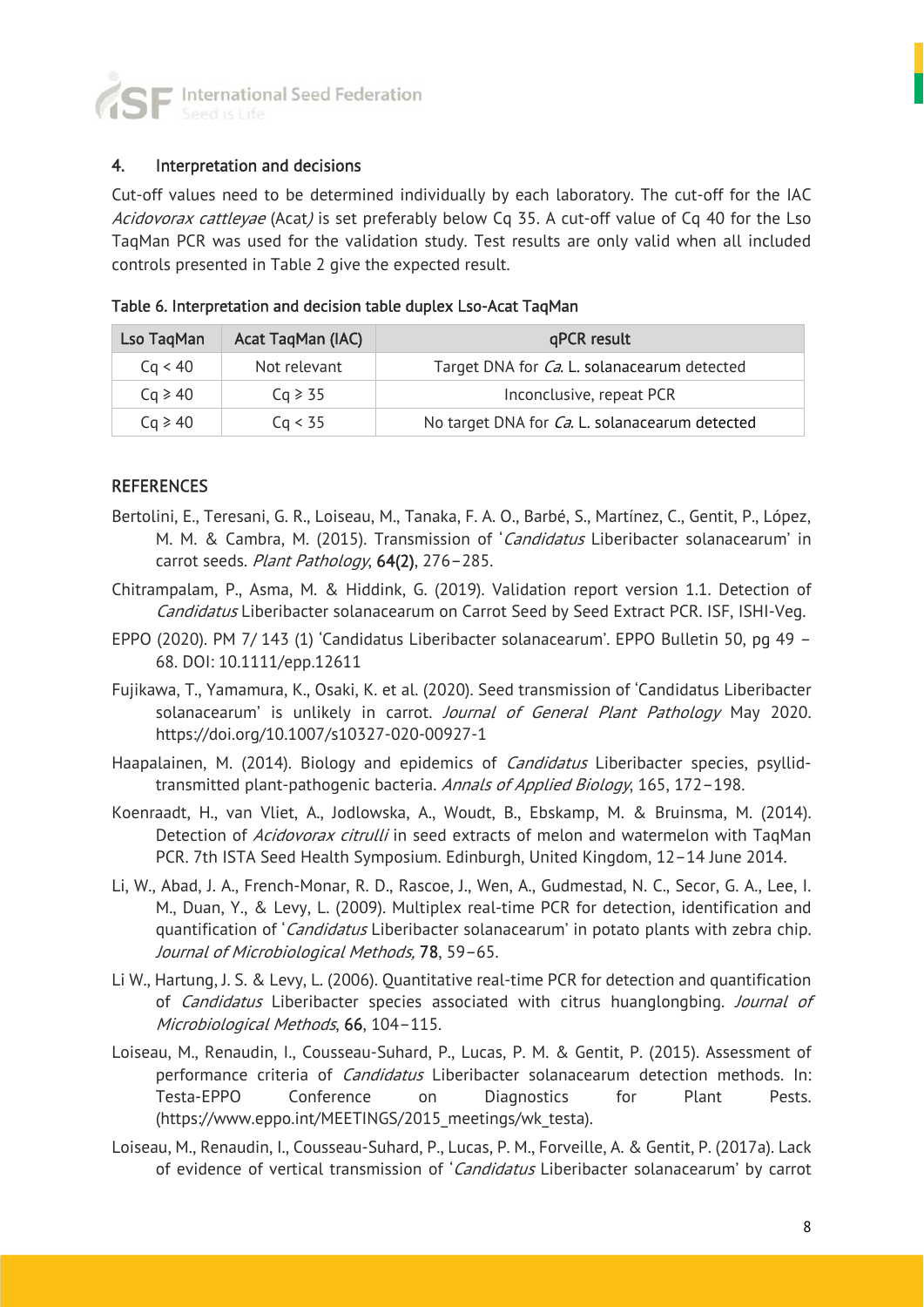## 4. Interpretation and decisions

Cut-off values need to be determined individually by each laboratory. The cut-off for the IAC *Acidovorax cattleyae* (Acat*)* is set preferably below Cq 35. A cut-off value of Cq 40 for the Lso TaqMan PCR was used for the validation study. Test results are only valid when all included controls presented in Table 2 give the expected result.

Table 6. Interpretation and decision table duplex Lso-Acat TaqMan

| Lso TaqMan | Acat TaqMan (IAC) | qPCR result |
|---|---|---|
| Cq < 40 | Not relevant | Target DNA for *Ca*. L. solanacearum detected |
| Cq ⩾ 40 | Cq ⩾ 35 | Inconclusive, repeat PCR |
| Cq ⩾ 40 | Cq < 35 | No target DNA for *Ca*. L. solanacearum detected |

## REFERENCES

Bertolini, E., Teresani, G. R., Loiseau, M., Tanaka, F. A. O., Barbé, S., Martínez, C., Gentit, P., López, M. M. & Cambra, M. (2015). Transmission of '*Candidatus* Liberibacter solanacearum' in carrot seeds. *Plant Pathology*, **64(2)**, 276–285.

Chitrampalam, P., Asma, M. & Hiddink, G. (2019). Validation report version 1.1. Detection of *Candidatus* Liberibacter solanacearum on Carrot Seed by Seed Extract PCR. ISF, ISHI-Veg.

EPPO (2020). PM 7/ 143 (1) 'Candidatus Liberibacter solanacearum'. EPPO Bulletin 50, pg 49 – 68. DOI: 10.1111/epp.12611

Fujikawa, T., Yamamura, K., Osaki, K. et al. (2020). Seed transmission of 'Candidatus Liberibacter solanacearum' is unlikely in carrot. *Journal of General Plant Pathology* May 2020. https://doi.org/10.1007/s10327-020-00927-1

Haapalainen, M. (2014). Biology and epidemics of *Candidatus* Liberibacter species, psyllid-transmitted plant-pathogenic bacteria. *Annals of Applied Biology*, 165, 172–198.

Koenraadt, H., van Vliet, A., Jodlowska, A., Woudt, B., Ebskamp, M. & Bruinsma, M. (2014). Detection of *Acidovorax citrulli* in seed extracts of melon and watermelon with TaqMan PCR. 7th ISTA Seed Health Symposium. Edinburgh, United Kingdom, 12–14 June 2014.

Li, W., Abad, J. A., French-Monar, R. D., Rascoe, J., Wen, A., Gudmestad, N. C., Secor, G. A., Lee, I. M., Duan, Y., & Levy, L. (2009). Multiplex real-time PCR for detection, identification and quantification of '*Candidatus* Liberibacter solanacearum' in potato plants with zebra chip. *Journal of Microbiological Methods,* **78**, 59–65.

Li W., Hartung, J. S. & Levy, L. (2006). Quantitative real-time PCR for detection and quantification of *Candidatus* Liberibacter species associated with citrus huanglongbing. *Journal of Microbiological Methods*, **66**, 104–115.

Loiseau, M., Renaudin, I., Cousseau-Suhard, P., Lucas, P. M. & Gentit, P. (2015). Assessment of performance criteria of *Candidatus* Liberibacter solanacearum detection methods. In: Testa-EPPO Conference on Diagnostics for Plant Pests. (https://www.eppo.int/MEETINGS/2015_meetings/wk_testa).

Loiseau, M., Renaudin, I., Cousseau-Suhard, P., Lucas, P. M., Forveille, A. & Gentit, P. (2017a). Lack of evidence of vertical transmission of '*Candidatus* Liberibacter solanacearum' by carrot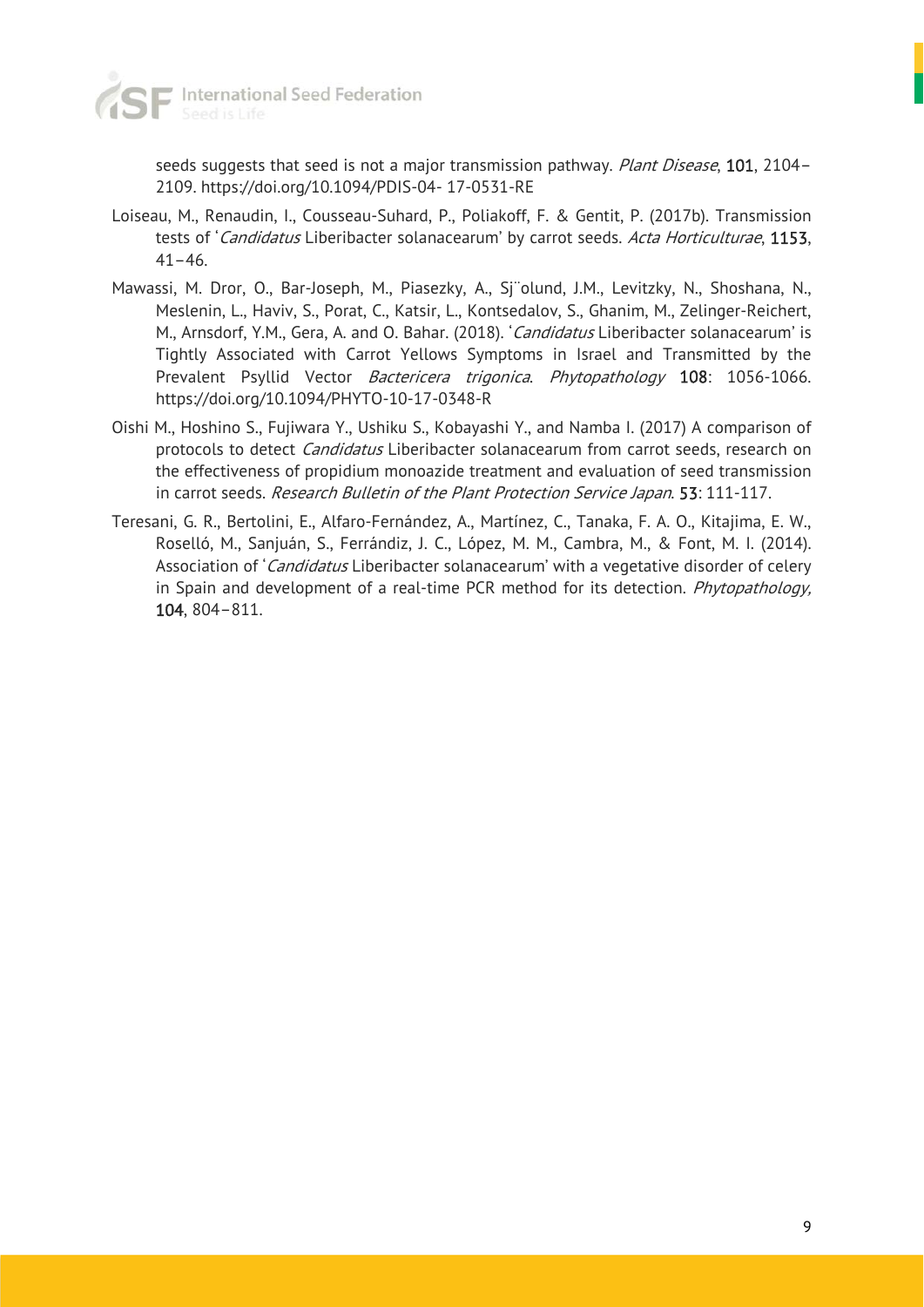seeds suggests that seed is not a major transmission pathway. *Plant Disease*, **101**, 2104–2109. https://doi.org/10.1094/PDIS-04- 17-0531-RE

Loiseau, M., Renaudin, I., Cousseau-Suhard, P., Poliakoff, F. & Gentit, P. (2017b). Transmission tests of '*Candidatus* Liberibacter solanacearum' by carrot seeds. *Acta Horticulturae*, **1153**, 41–46.

Mawassi, M. Dror, O., Bar-Joseph, M., Piasezky, A., Sj¨olund, J.M., Levitzky, N., Shoshana, N., Meslenin, L., Haviv, S., Porat, C., Katsir, L., Kontsedalov, S., Ghanim, M., Zelinger-Reichert, M., Arnsdorf, Y.M., Gera, A. and O. Bahar. (2018). '*Candidatus* Liberibacter solanacearum' is Tightly Associated with Carrot Yellows Symptoms in Israel and Transmitted by the Prevalent Psyllid Vector *Bactericera trigonica*. *Phytopathology* **108**: 1056-1066. https://doi.org/10.1094/PHYTO-10-17-0348-R

Oishi M., Hoshino S., Fujiwara Y., Ushiku S., Kobayashi Y., and Namba I. (2017) A comparison of protocols to detect *Candidatus* Liberibacter solanacearum from carrot seeds, research on the effectiveness of propidium monoazide treatment and evaluation of seed transmission in carrot seeds. *Research Bulletin of the Plant Protection Service Japan*. **53**: 111-117.

Teresani, G. R., Bertolini, E., Alfaro-Fernández, A., Martínez, C., Tanaka, F. A. O., Kitajima, E. W., Roselló, M., Sanjuán, S., Ferrándiz, J. C., López, M. M., Cambra, M., & Font, M. I. (2014). Association of '*Candidatus* Liberibacter solanacearum' with a vegetative disorder of celery in Spain and development of a real-time PCR method for its detection. *Phytopathology,* **104**, 804–811.